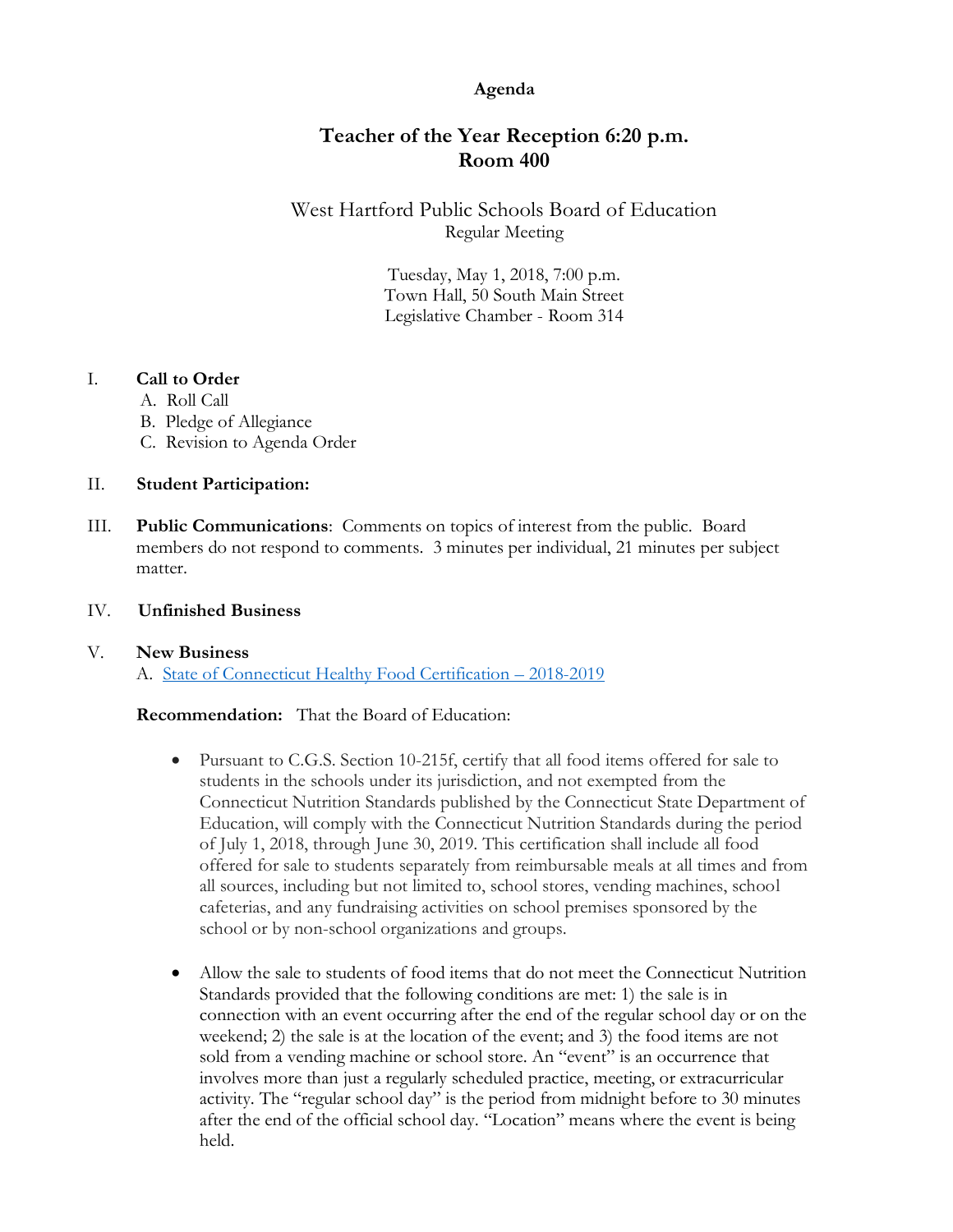**Agenda**

## Teacher of the Year Reception 6:20 p.m.
## Room 400

West Hartford Public Schools Board of Education
Regular Meeting

Tuesday, May 1, 2018, 7:00 p.m.
Town Hall, 50 South Main Street
Legislative Chamber - Room 314

I. **Call to Order**
   A. Roll Call
   B. Pledge of Allegiance
   C. Revision to Agenda Order

II. **Student Participation:**

III. **Public Communications**: Comments on topics of interest from the public. Board members do not respond to comments. 3 minutes per individual, 21 minutes per subject matter.

IV. **Unfinished Business**

V. **New Business**
   A. State of Connecticut Healthy Food Certification – 2018-2019

   **Recommendation:** That the Board of Education:

   - Pursuant to C.G.S. Section 10-215f, certify that all food items offered for sale to students in the schools under its jurisdiction, and not exempted from the Connecticut Nutrition Standards published by the Connecticut State Department of Education, will comply with the Connecticut Nutrition Standards during the period of July 1, 2018, through June 30, 2019. This certification shall include all food offered for sale to students separately from reimbursable meals at all times and from all sources, including but not limited to, school stores, vending machines, school cafeterias, and any fundraising activities on school premises sponsored by the school or by non-school organizations and groups.

   - Allow the sale to students of food items that do not meet the Connecticut Nutrition Standards provided that the following conditions are met: 1) the sale is in connection with an event occurring after the end of the regular school day or on the weekend; 2) the sale is at the location of the event; and 3) the food items are not sold from a vending machine or school store. An "event" is an occurrence that involves more than just a regularly scheduled practice, meeting, or extracurricular activity. The "regular school day" is the period from midnight before to 30 minutes after the end of the official school day. "Location" means where the event is being held.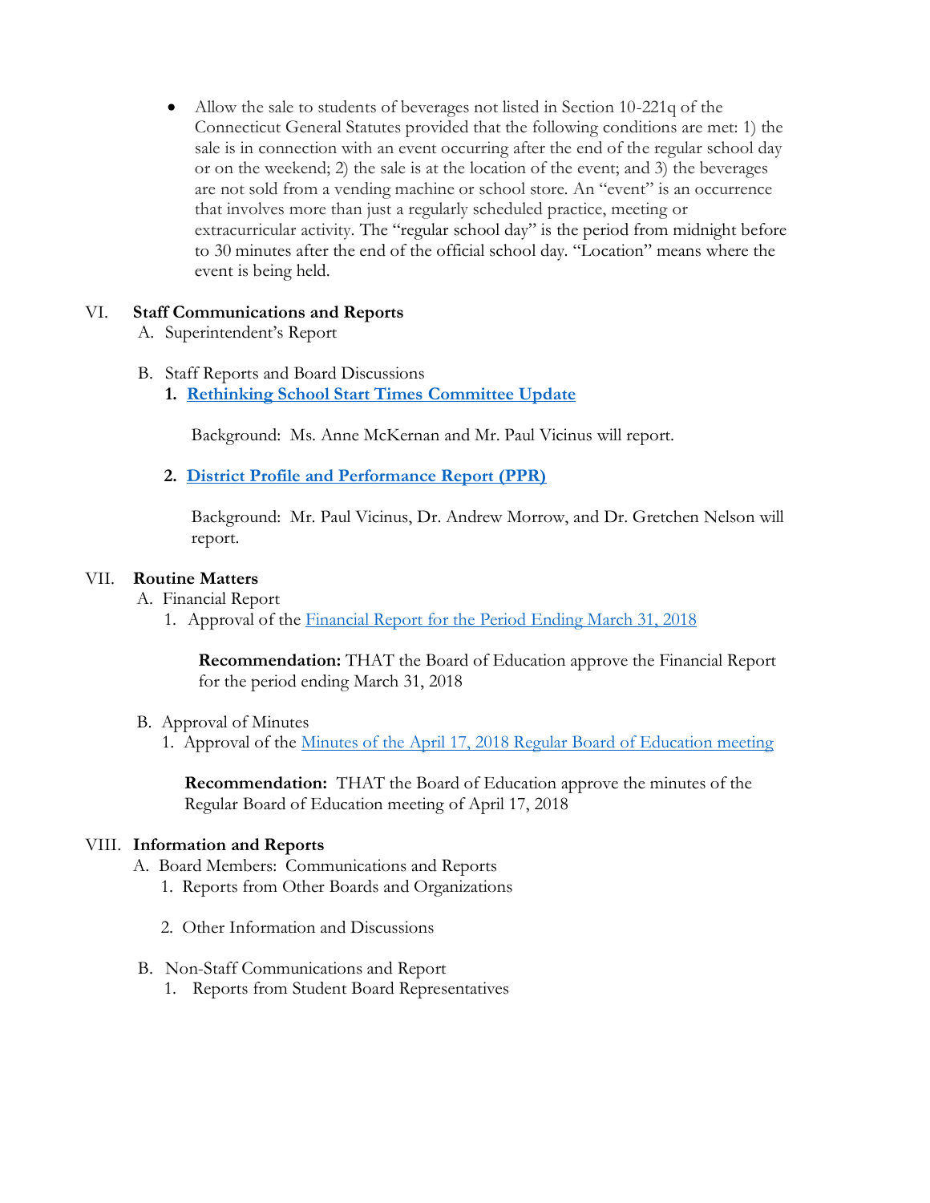- Allow the sale to students of beverages not listed in Section 10-221q of the Connecticut General Statutes provided that the following conditions are met: 1) the sale is in connection with an event occurring after the end of the regular school day or on the weekend; 2) the sale is at the location of the event; and 3) the beverages are not sold from a vending machine or school store. An "event" is an occurrence that involves more than just a regularly scheduled practice, meeting or extracurricular activity. The "regular school day" is the period from midnight before to 30 minutes after the end of the official school day. "Location" means where the event is being held.

VI. **Staff Communications and Reports**

A. Superintendent's Report

B. Staff Reports and Board Discussions

**1. Rethinking School Start Times Committee Update**

Background: Ms. Anne McKernan and Mr. Paul Vicinus will report.

**2. District Profile and Performance Report (PPR)**

Background: Mr. Paul Vicinus, Dr. Andrew Morrow, and Dr. Gretchen Nelson will report.

VII. **Routine Matters**

A. Financial Report

1. Approval of the Financial Report for the Period Ending March 31, 2018

**Recommendation:** THAT the Board of Education approve the Financial Report for the period ending March 31, 2018

B. Approval of Minutes

1. Approval of the Minutes of the April 17, 2018 Regular Board of Education meeting

**Recommendation:** THAT the Board of Education approve the minutes of the Regular Board of Education meeting of April 17, 2018

VIII. **Information and Reports**

A. Board Members: Communications and Reports

1. Reports from Other Boards and Organizations

2. Other Information and Discussions

B. Non-Staff Communications and Report

1. Reports from Student Board Representatives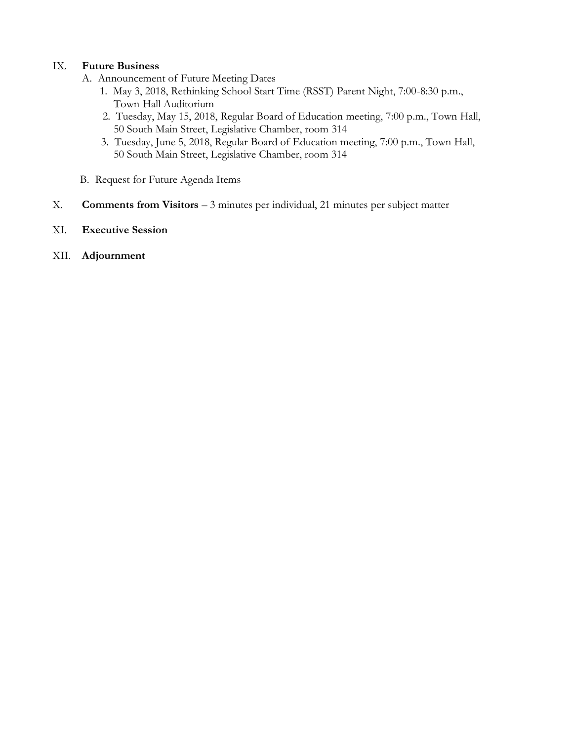IX. **Future Business**

A. Announcement of Future Meeting Dates

1. May 3, 2018, Rethinking School Start Time (RSST) Parent Night, 7:00-8:30 p.m., Town Hall Auditorium
2. Tuesday, May 15, 2018, Regular Board of Education meeting, 7:00 p.m., Town Hall, 50 South Main Street, Legislative Chamber, room 314
3. Tuesday, June 5, 2018, Regular Board of Education meeting, 7:00 p.m., Town Hall, 50 South Main Street, Legislative Chamber, room 314

B. Request for Future Agenda Items

X. **Comments from Visitors** – 3 minutes per individual, 21 minutes per subject matter

XI. **Executive Session**

XII. **Adjournment**